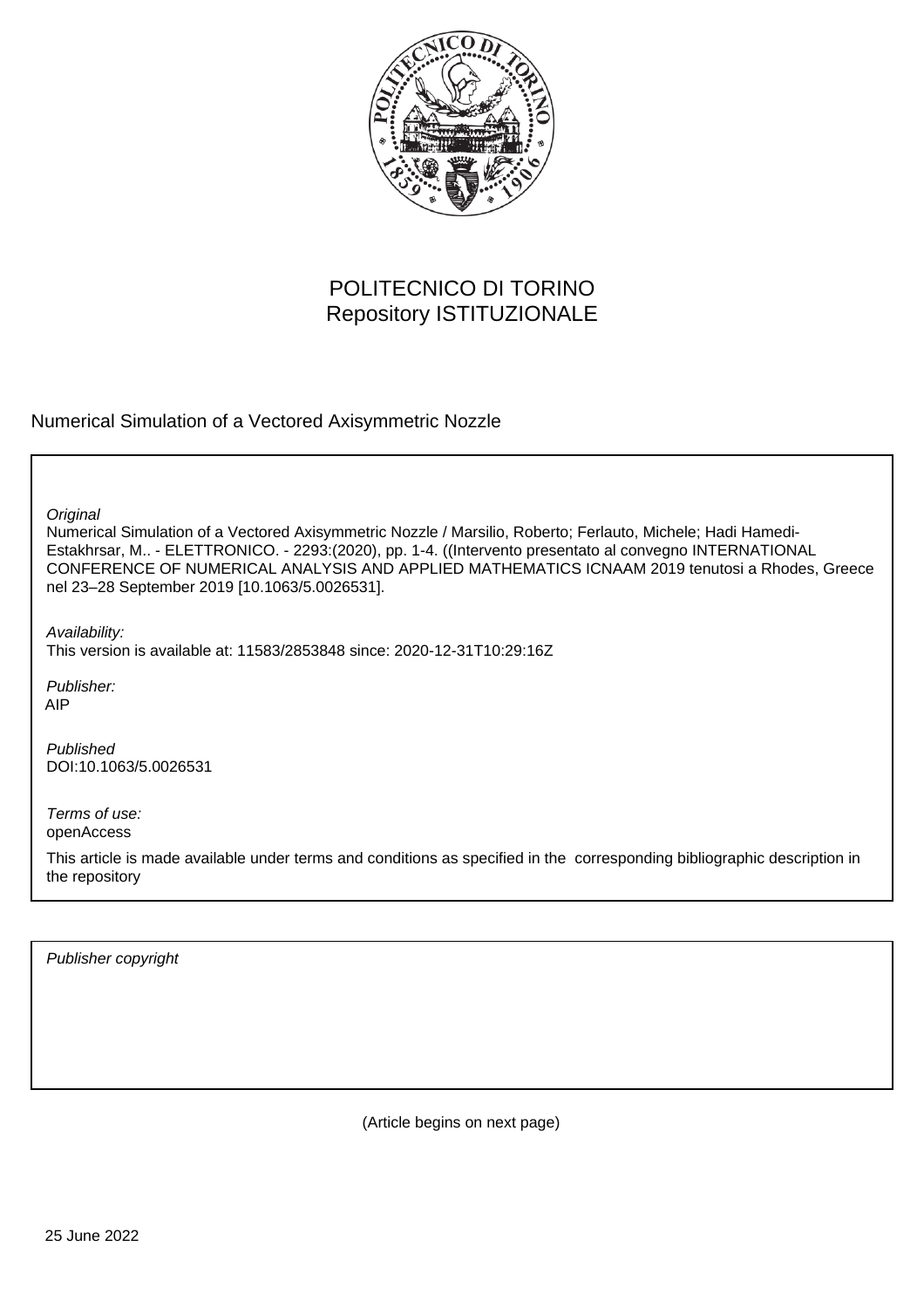POLITECNICO DI TORINO
Repository ISTITUZIONALE

Numerical Simulation of a Vectored Axisymmetric Nozzle

*Original*

Numerical Simulation of a Vectored Axisymmetric Nozzle / Marsilio, Roberto; Ferlauto, Michele; Hadi Hamedi-Estakhrsar, M.. - ELETTRONICO. - 2293:(2020), pp. 1-4. ((Intervento presentato al convegno INTERNATIONAL CONFERENCE OF NUMERICAL ANALYSIS AND APPLIED MATHEMATICS ICNAAM 2019 tenutosi a Rhodes, Greece nel 23–28 September 2019 [10.1063/5.0026531].

*Availability:*

This version is available at: 11583/2853848 since: 2020-12-31T10:29:16Z

*Publisher:*

AIP

*Published*

DOI:10.1063/5.0026531

*Terms of use:*

openAccess

This article is made available under terms and conditions as specified in the corresponding bibliographic description in the repository

*Publisher copyright*

(Article begins on next page)

25 June 2022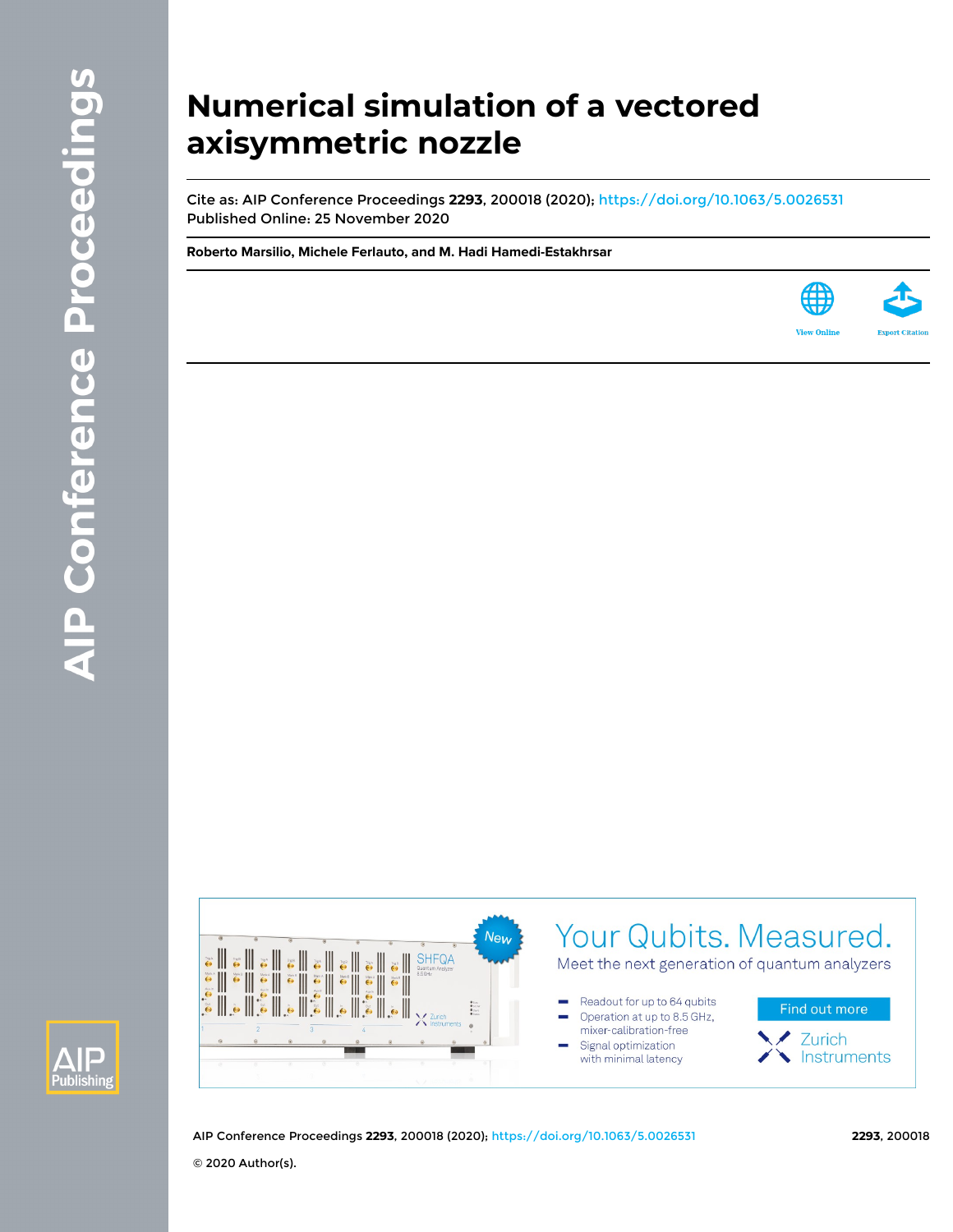# Numerical simulation of a vectored axisymmetric nozzle

Cite as: AIP Conference Proceedings **2293**, 200018 (2020); https://doi.org/10.1063/5.0026531

Published Online: 25 November 2020

**Roberto Marsilio, Michele Ferlauto, and M. Hadi Hamedi-Estakhrsar**

© 2020 Author(s).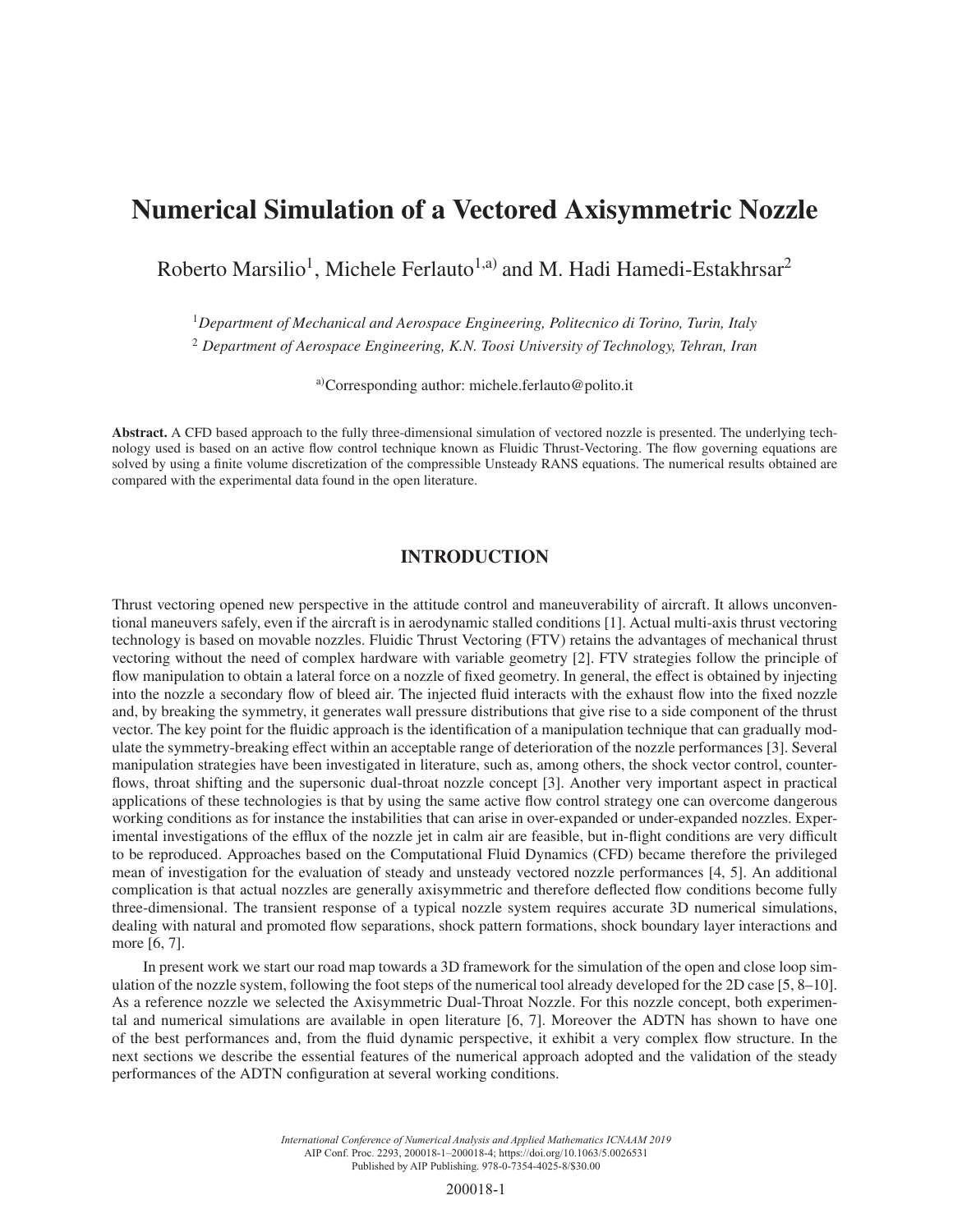# Numerical Simulation of a Vectored Axisymmetric Nozzle

Roberto Marsilio[1], Michele Ferlauto[1,a)] and M. Hadi Hamedi-Estakhrsar[2]

[1]*Department of Mechanical and Aerospace Engineering, Politecnico di Torino, Turin, Italy*

[2] *Department of Aerospace Engineering, K.N. Toosi University of Technology, Tehran, Iran*

[a)]Corresponding author: michele.ferlauto@polito.it

**Abstract.** A CFD based approach to the fully three-dimensional simulation of vectored nozzle is presented. The underlying technology used is based on an active flow control technique known as Fluidic Thrust-Vectoring. The flow governing equations are solved by using a finite volume discretization of the compressible Unsteady RANS equations. The numerical results obtained are compared with the experimental data found in the open literature.

## INTRODUCTION

Thrust vectoring opened new perspective in the attitude control and maneuverability of aircraft. It allows unconventional maneuvers safely, even if the aircraft is in aerodynamic stalled conditions [1]. Actual multi-axis thrust vectoring technology is based on movable nozzles. Fluidic Thrust Vectoring (FTV) retains the advantages of mechanical thrust vectoring without the need of complex hardware with variable geometry [2]. FTV strategies follow the principle of flow manipulation to obtain a lateral force on a nozzle of fixed geometry. In general, the effect is obtained by injecting into the nozzle a secondary flow of bleed air. The injected fluid interacts with the exhaust flow into the fixed nozzle and, by breaking the symmetry, it generates wall pressure distributions that give rise to a side component of the thrust vector. The key point for the fluidic approach is the identification of a manipulation technique that can gradually modulate the symmetry-breaking effect within an acceptable range of deterioration of the nozzle performances [3]. Several manipulation strategies have been investigated in literature, such as, among others, the shock vector control, counterflows, throat shifting and the supersonic dual-throat nozzle concept [3]. Another very important aspect in practical applications of these technologies is that by using the same active flow control strategy one can overcome dangerous working conditions as for instance the instabilities that can arise in over-expanded or under-expanded nozzles. Experimental investigations of the efflux of the nozzle jet in calm air are feasible, but in-flight conditions are very difficult to be reproduced. Approaches based on the Computational Fluid Dynamics (CFD) became therefore the privileged mean of investigation for the evaluation of steady and unsteady vectored nozzle performances [4, 5]. An additional complication is that actual nozzles are generally axisymmetric and therefore deflected flow conditions become fully three-dimensional. The transient response of a typical nozzle system requires accurate 3D numerical simulations, dealing with natural and promoted flow separations, shock pattern formations, shock boundary layer interactions and more [6, 7].

In present work we start our road map towards a 3D framework for the simulation of the open and close loop simulation of the nozzle system, following the foot steps of the numerical tool already developed for the 2D case [5, 8–10]. As a reference nozzle we selected the Axisymmetric Dual-Throat Nozzle. For this nozzle concept, both experimental and numerical simulations are available in open literature [6, 7]. Moreover the ADTN has shown to have one of the best performances and, from the fluid dynamic perspective, it exhibit a very complex flow structure. In the next sections we describe the essential features of the numerical approach adopted and the validation of the steady performances of the ADTN configuration at several working conditions.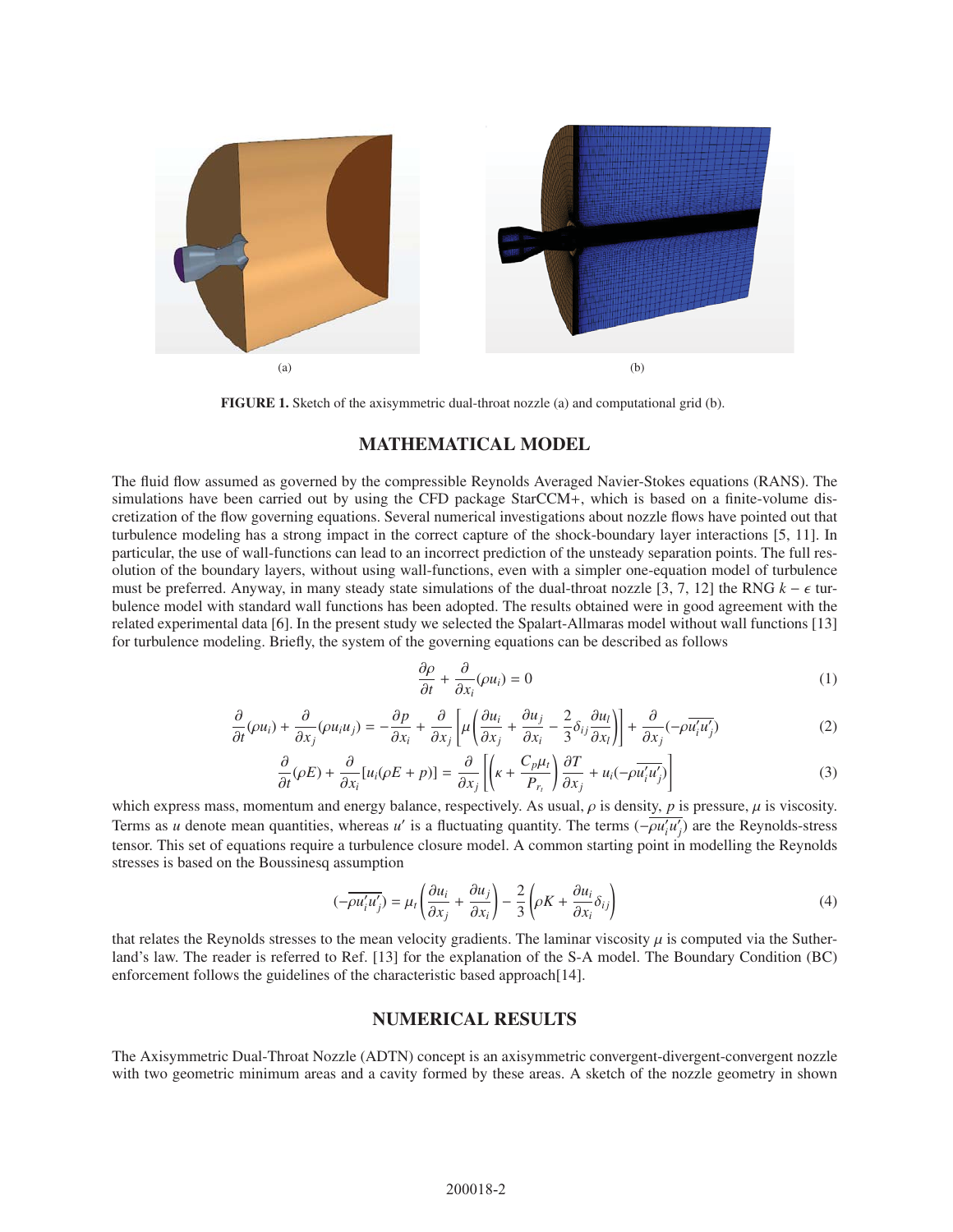(a)

(b)

**FIGURE 1.** Sketch of the axisymmetric dual-throat nozzle (a) and computational grid (b).

## MATHEMATICAL MODEL

The fluid flow assumed as governed by the compressible Reynolds Averaged Navier-Stokes equations (RANS). The simulations have been carried out by using the CFD package StarCCM+, which is based on a finite-volume discretization of the flow governing equations. Several numerical investigations about nozzle flows have pointed out that turbulence modeling has a strong impact in the correct capture of the shock-boundary layer interactions [5, 11]. In particular, the use of wall-functions can lead to an incorrect prediction of the unsteady separation points. The full resolution of the boundary layers, without using wall-functions, even with a simpler one-equation model of turbulence must be preferred. Anyway, in many steady state simulations of the dual-throat nozzle [3, 7, 12] the RNG $k - \epsilon$ turbulence model with standard wall functions has been adopted. The results obtained were in good agreement with the related experimental data [6]. In the present study we selected the Spalart-Allmaras model without wall functions [13] for turbulence modeling. Briefly, the system of the governing equations can be described as follows

$$\frac{\partial \rho}{\partial t} + \frac{\partial}{\partial x_i}(\rho u_i) = 0 \tag{1}$$

$$\frac{\partial}{\partial t}(\rho u_i) + \frac{\partial}{\partial x_j}(\rho u_i u_j) = -\frac{\partial p}{\partial x_i} + \frac{\partial}{\partial x_j}\left[\mu\left(\frac{\partial u_i}{\partial x_j} + \frac{\partial u_j}{\partial x_i} - \frac{2}{3}\delta_{ij}\frac{\partial u_l}{\partial x_l}\right)\right] + \frac{\partial}{\partial x_j}(-\rho\overline{u_i' u_j'}) \tag{2}$$

$$\frac{\partial}{\partial t}(\rho E) + \frac{\partial}{\partial x_i}[u_i(\rho E + p)] = \frac{\partial}{\partial x_j}\left[\left(\kappa + \frac{C_p \mu_t}{P_{r_t}}\right)\frac{\partial T}{\partial x_j} + u_i(-\rho\overline{u_i' u_j'})\right] \tag{3}$$

which express mass, momentum and energy balance, respectively. As usual, $\rho$ is density, $p$ is pressure, $\mu$ is viscosity. Terms as $u$ denote mean quantities, whereas $u'$ is a fluctuating quantity. The terms $(-\rho\overline{u_i' u_j'})$ are the Reynolds-stress tensor. This set of equations require a turbulence closure model. A common starting point in modelling the Reynolds stresses is based on the Boussinesq assumption

$$(-\rho\overline{u_i' u_j'}) = \mu_t\left(\frac{\partial u_i}{\partial x_j} + \frac{\partial u_j}{\partial x_i}\right) - \frac{2}{3}\left(\rho K + \frac{\partial u_i}{\partial x_i}\delta_{ij}\right) \tag{4}$$

that relates the Reynolds stresses to the mean velocity gradients. The laminar viscosity $\mu$ is computed via the Sutherland's law. The reader is referred to Ref. [13] for the explanation of the S-A model. The Boundary Condition (BC) enforcement follows the guidelines of the characteristic based approach[14].

## NUMERICAL RESULTS

The Axisymmetric Dual-Throat Nozzle (ADTN) concept is an axisymmetric convergent-divergent-convergent nozzle with two geometric minimum areas and a cavity formed by these areas. A sketch of the nozzle geometry in shown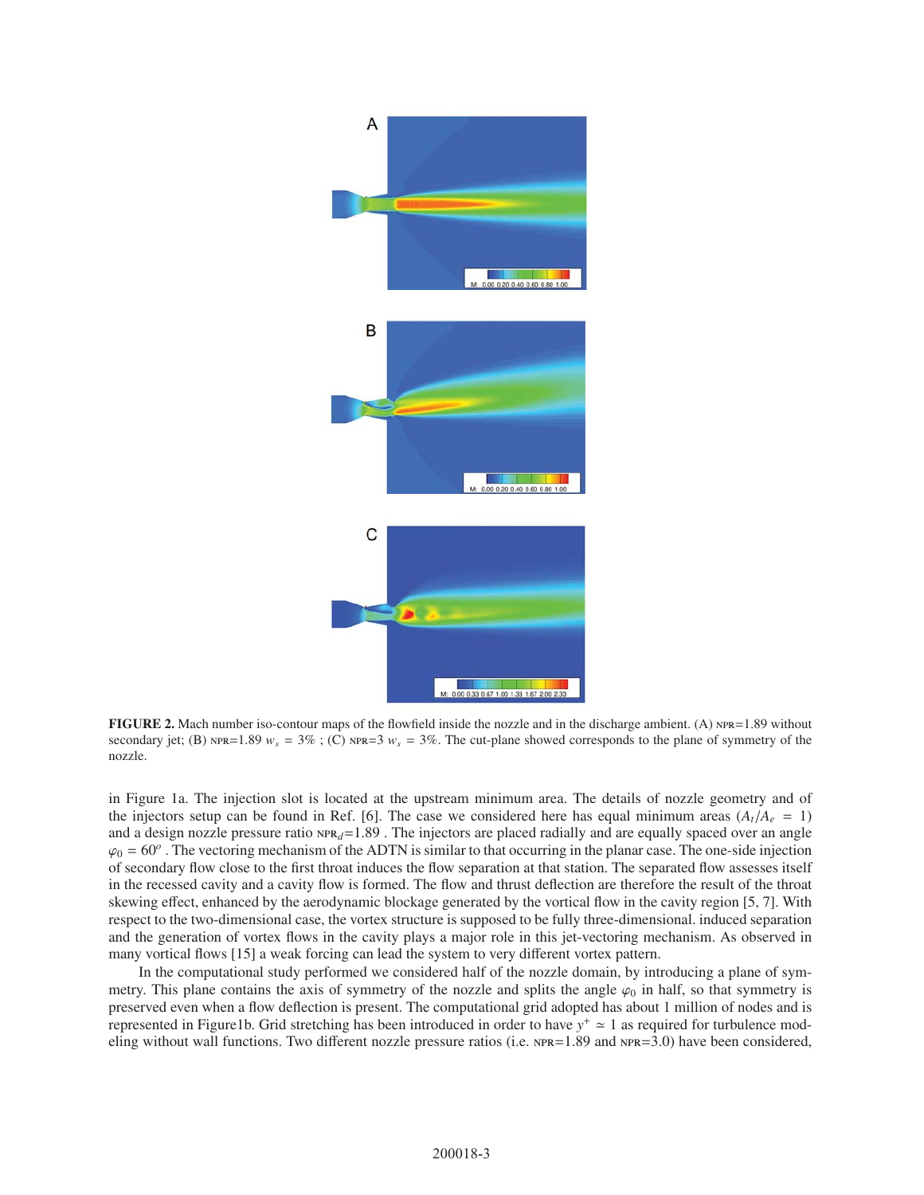**FIGURE 2.** Mach number iso-contour maps of the flowfield inside the nozzle and in the discharge ambient. (A) NPR=1.89 without secondary jet; (B) NPR=1.89 $w_s = 3\%$ ; (C) NPR=3 $w_s = 3\%$. The cut-plane showed corresponds to the plane of symmetry of the nozzle.

in Figure 1a. The injection slot is located at the upstream minimum area. The details of nozzle geometry and of the injectors setup can be found in Ref. [6]. The case we considered here has equal minimum areas ($A_t/A_e = 1$) and a design nozzle pressure ratio $\text{NPR}_d$=1.89 . The injectors are placed radially and are equally spaced over an angle $\varphi_0 = 60^o$ . The vectoring mechanism of the ADTN is similar to that occurring in the planar case. The one-side injection of secondary flow close to the first throat induces the flow separation at that station. The separated flow assesses itself in the recessed cavity and a cavity flow is formed. The flow and thrust deflection are therefore the result of the throat skewing effect, enhanced by the aerodynamic blockage generated by the vortical flow in the cavity region [5, 7]. With respect to the two-dimensional case, the vortex structure is supposed to be fully three-dimensional. induced separation and the generation of vortex flows in the cavity plays a major role in this jet-vectoring mechanism. As observed in many vortical flows [15] a weak forcing can lead the system to very different vortex pattern.

In the computational study performed we considered half of the nozzle domain, by introducing a plane of symmetry. This plane contains the axis of symmetry of the nozzle and splits the angle $\varphi_0$ in half, so that symmetry is preserved even when a flow deflection is present. The computational grid adopted has about 1 million of nodes and is represented in Figure1b. Grid stretching has been introduced in order to have $y^+ \simeq 1$ as required for turbulence modeling without wall functions. Two different nozzle pressure ratios (i.e. NPR=1.89 and NPR=3.0) have been considered,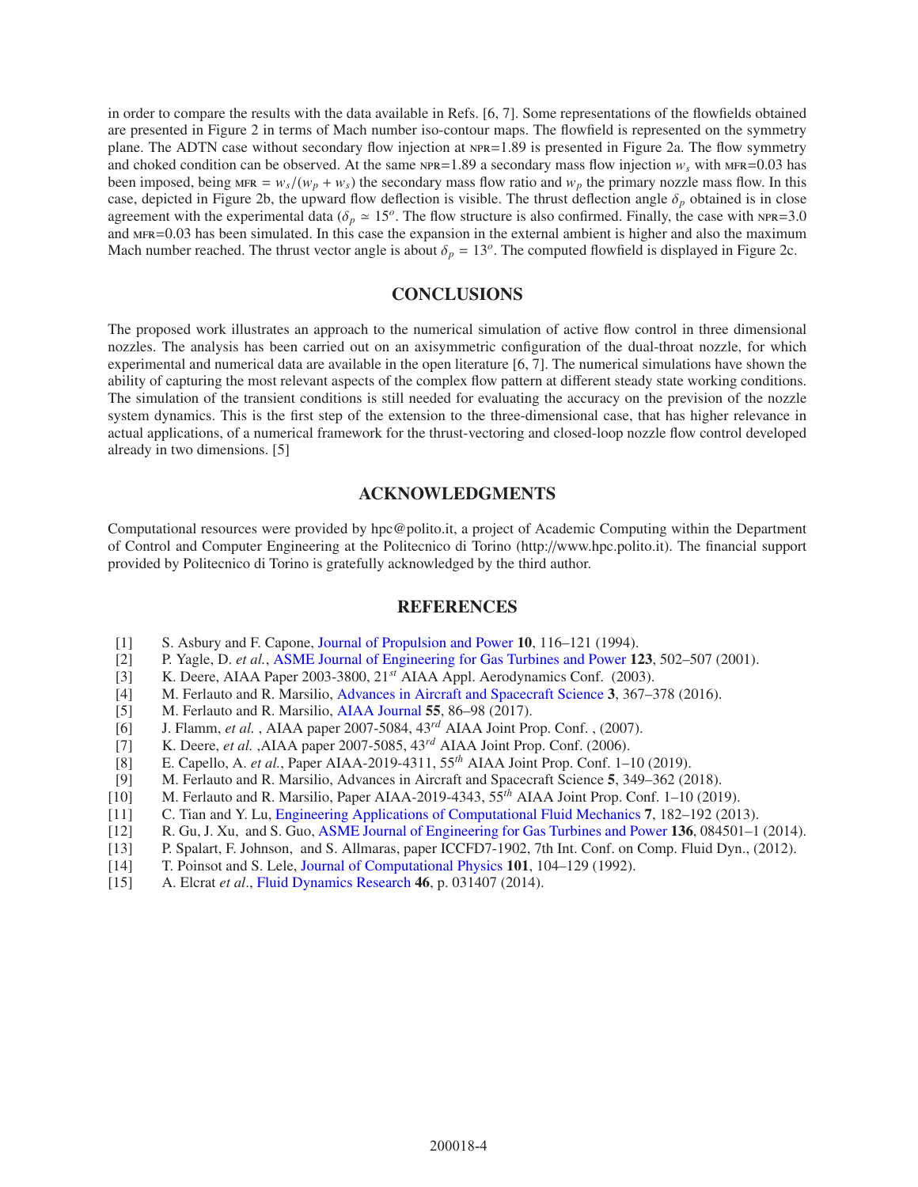in order to compare the results with the data available in Refs. [6, 7]. Some representations of the flowfields obtained are presented in Figure 2 in terms of Mach number iso-contour maps. The flowfield is represented on the symmetry plane. The ADTN case without secondary flow injection at NPR=1.89 is presented in Figure 2a. The flow symmetry and choked condition can be observed. At the same NPR=1.89 a secondary mass flow injection $w_s$ with MFR=0.03 has been imposed, being MFR $= w_s/(w_p + w_s)$ the secondary mass flow ratio and $w_p$ the primary nozzle mass flow. In this case, depicted in Figure 2b, the upward flow deflection is visible. The thrust deflection angle $\delta_p$ obtained is in close agreement with the experimental data ($\delta_p \simeq 15^o$. The flow structure is also confirmed. Finally, the case with NPR=3.0 and MFR=0.03 has been simulated. In this case the expansion in the external ambient is higher and also the maximum Mach number reached. The thrust vector angle is about $\delta_p = 13^o$. The computed flowfield is displayed in Figure 2c.

## CONCLUSIONS

The proposed work illustrates an approach to the numerical simulation of active flow control in three dimensional nozzles. The analysis has been carried out on an axisymmetric configuration of the dual-throat nozzle, for which experimental and numerical data are available in the open literature [6, 7]. The numerical simulations have shown the ability of capturing the most relevant aspects of the complex flow pattern at different steady state working conditions. The simulation of the transient conditions is still needed for evaluating the accuracy on the prevision of the nozzle system dynamics. This is the first step of the extension to the three-dimensional case, that has higher relevance in actual applications, of a numerical framework for the thrust-vectoring and closed-loop nozzle flow control developed already in two dimensions. [5]

## ACKNOWLEDGMENTS

Computational resources were provided by hpc@polito.it, a project of Academic Computing within the Department of Control and Computer Engineering at the Politecnico di Torino (http://www.hpc.polito.it). The financial support provided by Politecnico di Torino is gratefully acknowledged by the third author.

## REFERENCES

[1] S. Asbury and F. Capone, Journal of Propulsion and Power **10**, 116–121 (1994).
[2] P. Yagle, D. *et al.*, ASME Journal of Engineering for Gas Turbines and Power **123**, 502–507 (2001).
[3] K. Deere, AIAA Paper 2003-3800, 21$^{st}$ AIAA Appl. Aerodynamics Conf. (2003).
[4] M. Ferlauto and R. Marsilio, Advances in Aircraft and Spacecraft Science **3**, 367–378 (2016).
[5] M. Ferlauto and R. Marsilio, AIAA Journal **55**, 86–98 (2017).
[6] J. Flamm, *et al.* , AIAA paper 2007-5084, 43$^{rd}$ AIAA Joint Prop. Conf. , (2007).
[7] K. Deere, *et al.* ,AIAA paper 2007-5085, 43$^{rd}$ AIAA Joint Prop. Conf. (2006).
[8] E. Capello, A. *et al.*, Paper AIAA-2019-4311, 55$^{th}$ AIAA Joint Prop. Conf. 1–10 (2019).
[9] M. Ferlauto and R. Marsilio, Advances in Aircraft and Spacecraft Science **5**, 349–362 (2018).
[10] M. Ferlauto and R. Marsilio, Paper AIAA-2019-4343, 55$^{th}$ AIAA Joint Prop. Conf. 1–10 (2019).
[11] C. Tian and Y. Lu, Engineering Applications of Computational Fluid Mechanics **7**, 182–192 (2013).
[12] R. Gu, J. Xu, and S. Guo, ASME Journal of Engineering for Gas Turbines and Power **136**, 084501–1 (2014).
[13] P. Spalart, F. Johnson, and S. Allmaras, paper ICCFD7-1902, 7th Int. Conf. on Comp. Fluid Dyn., (2012).
[14] T. Poinsot and S. Lele, Journal of Computational Physics **101**, 104–129 (1992).
[15] A. Elcrat *et al*., Fluid Dynamics Research **46**, p. 031407 (2014).